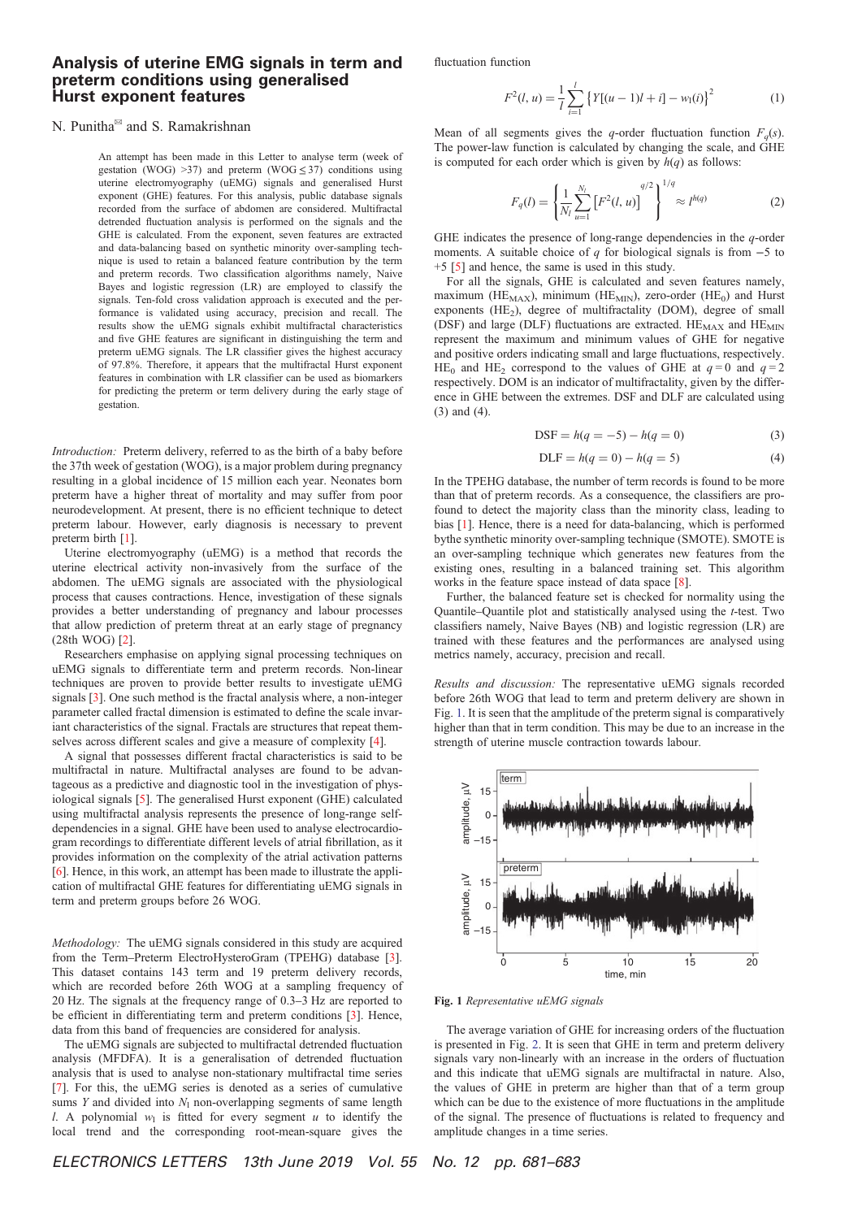# Analysis of uterine EMG signals in term and preterm conditions using generalised Hurst exponent features

N. Punitha[✉] and S. Ramakrishnan

An attempt has been made in this Letter to analyse term (week of gestation (WOG) >37) and preterm (WOG ≤ 37) conditions using uterine electromyography (uEMG) signals and generalised Hurst exponent (GHE) features. For this analysis, public database signals recorded from the surface of abdomen are considered. Multifractal detrended fluctuation analysis is performed on the signals and the GHE is calculated. From the exponent, seven features are extracted and data-balancing based on synthetic minority over-sampling technique is used to retain a balanced feature contribution by the term and preterm records. Two classification algorithms namely, Naive Bayes and logistic regression (LR) are employed to classify the signals. Ten-fold cross validation approach is executed and the performance is validated using accuracy, precision and recall. The results show the uEMG signals exhibit multifractal characteristics and five GHE features are significant in distinguishing the term and preterm uEMG signals. The LR classifier gives the highest accuracy of 97.8%. Therefore, it appears that the multifractal Hurst exponent features in combination with LR classifier can be used as biomarkers for predicting the preterm or term delivery during the early stage of gestation.

*Introduction:* Preterm delivery, referred to as the birth of a baby before the 37th week of gestation (WOG), is a major problem during pregnancy resulting in a global incidence of 15 million each year. Neonates born preterm have a higher threat of mortality and may suffer from poor neurodevelopment. At present, there is no efficient technique to detect preterm labour. However, early diagnosis is necessary to prevent preterm birth [1].

Uterine electromyography (uEMG) is a method that records the uterine electrical activity non-invasively from the surface of the abdomen. The uEMG signals are associated with the physiological process that causes contractions. Hence, investigation of these signals provides a better understanding of pregnancy and labour processes that allow prediction of preterm threat at an early stage of pregnancy (28th WOG) [2].

Researchers emphasise on applying signal processing techniques on uEMG signals to differentiate term and preterm records. Non-linear techniques are proven to provide better results to investigate uEMG signals [3]. One such method is the fractal analysis where, a non-integer parameter called fractal dimension is estimated to define the scale invariant characteristics of the signal. Fractals are structures that repeat themselves across different scales and give a measure of complexity [4].

A signal that possesses different fractal characteristics is said to be multifractal in nature. Multifractal analyses are found to be advantageous as a predictive and diagnostic tool in the investigation of physiological signals [5]. The generalised Hurst exponent (GHE) calculated using multifractal analysis represents the presence of long-range self-dependencies in a signal. GHE have been used to analyse electrocardiogram recordings to differentiate different levels of atrial fibrillation, as it provides information on the complexity of the atrial activation patterns [6]. Hence, in this work, an attempt has been made to illustrate the application of multifractal GHE features for differentiating uEMG signals in term and preterm groups before 26 WOG.

*Methodology:* The uEMG signals considered in this study are acquired from the Term–Preterm ElectroHysteroGram (TPEHG) database [3]. This dataset contains 143 term and 19 preterm delivery records, which are recorded before 26th WOG at a sampling frequency of 20 Hz. The signals at the frequency range of 0.3–3 Hz are reported to be efficient in differentiating term and preterm conditions [3]. Hence, data from this band of frequencies are considered for analysis.

The uEMG signals are subjected to multifractal detrended fluctuation analysis (MFDFA). It is a generalisation of detrended fluctuation analysis that is used to analyse non-stationary multifractal time series [7]. For this, the uEMG series is denoted as a series of cumulative sums $Y$ and divided into $N_l$ non-overlapping segments of same length $l$. A polynomial $w_l$ is fitted for every segment $u$ to identify the local trend and the corresponding root-mean-square gives the fluctuation function

$$F^2(l, u) = \frac{1}{l}\sum_{i=1}^{l}\left\{Y[(u-1)l + i] - w_1(i)\right\}^2 \tag{1}$$

Mean of all segments gives the $q$-order fluctuation function $F_q(s)$. The power-law function is calculated by changing the scale, and GHE is computed for each order which is given by $h(q)$ as follows:

$$F_q(l) = \left\{\frac{1}{N_l}\sum_{u=1}^{N_l}\left[F^2(l, u)\right]^{q/2}\right\}^{1/q} \approx l^{h(q)} \tag{2}$$

GHE indicates the presence of long-range dependencies in the $q$-order moments. A suitable choice of $q$ for biological signals is from −5 to +5 [5] and hence, the same is used in this study.

For all the signals, GHE is calculated and seven features namely, maximum ($HE_{MAX}$), minimum ($HE_{MIN}$), zero-order ($HE_0$) and Hurst exponents ($HE_2$), degree of multifractality (DOM), degree of small (DSF) and large (DLF) fluctuations are extracted. $HE_{MAX}$ and $HE_{MIN}$ represent the maximum and minimum values of GHE for negative and positive orders indicating small and large fluctuations, respectively. $HE_0$ and $HE_2$ correspond to the values of GHE at $q = 0$ and $q = 2$ respectively. DOM is an indicator of multifractality, given by the difference in GHE between the extremes. DSF and DLF are calculated using (3) and (4).

$$\text{DSF} = h(q = -5) - h(q = 0) \tag{3}$$

$$\text{DLF} = h(q = 0) - h(q = 5) \tag{4}$$

In the TPEHG database, the number of term records is found to be more than that of preterm records. As a consequence, the classifiers are profound to detect the majority class than the minority class, leading to bias [1]. Hence, there is a need for data-balancing, which is performed bythe synthetic minority over-sampling technique (SMOTE). SMOTE is an over-sampling technique which generates new features from the existing ones, resulting in a balanced training set. This algorithm works in the feature space instead of data space [8].

Further, the balanced feature set is checked for normality using the Quantile–Quantile plot and statistically analysed using the $t$-test. Two classifiers namely, Naive Bayes (NB) and logistic regression (LR) are trained with these features and the performances are analysed using metrics namely, accuracy, precision and recall.

*Results and discussion:* The representative uEMG signals recorded before 26th WOG that lead to term and preterm delivery are shown in Fig. 1. It is seen that the amplitude of the preterm signal is comparatively higher than that in term condition. This may be due to an increase in the strength of uterine muscle contraction towards labour.

**Fig. 1** *Representative uEMG signals*

The average variation of GHE for increasing orders of the fluctuation is presented in Fig. 2. It is seen that GHE in term and preterm delivery signals vary non-linearly with an increase in the orders of fluctuation and this indicate that uEMG signals are multifractal in nature. Also, the values of GHE in preterm are higher than that of a term group which can be due to the existence of more fluctuations in the amplitude of the signal. The presence of fluctuations is related to frequency and amplitude changes in a time series.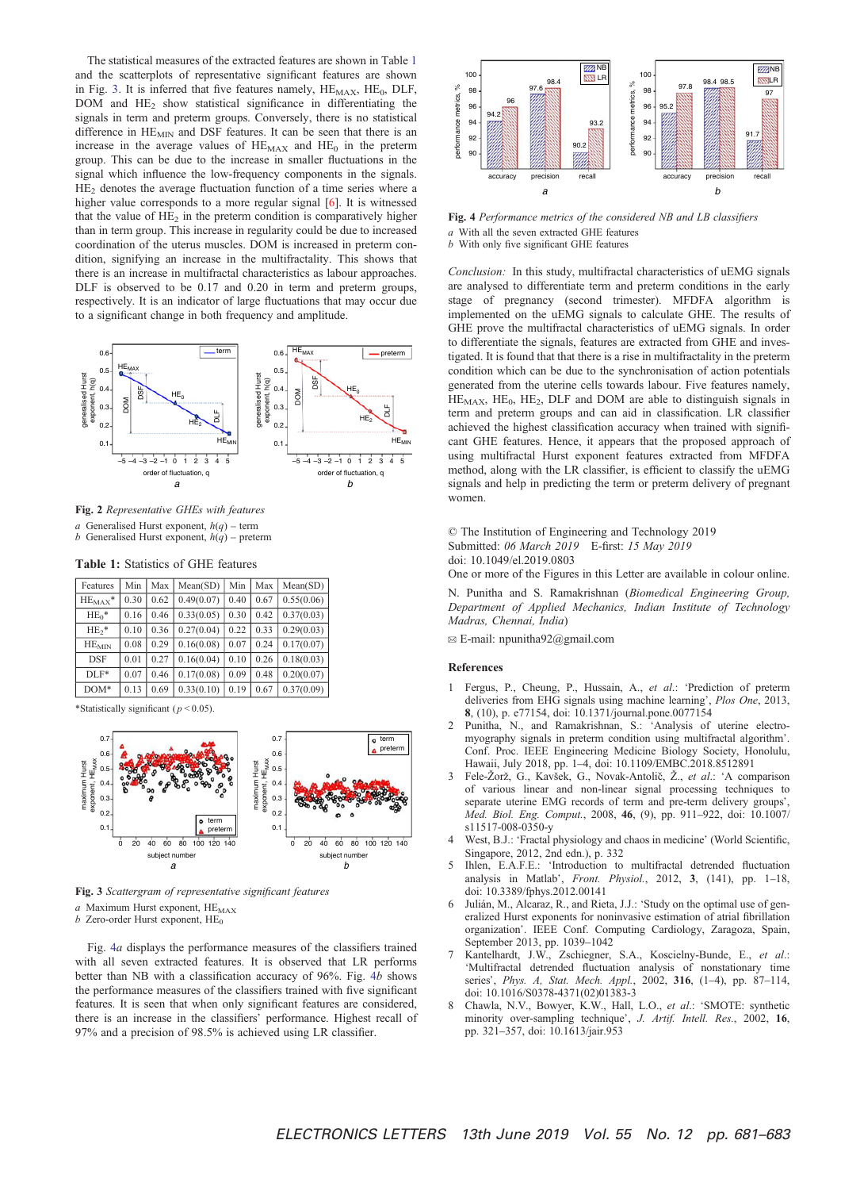The statistical measures of the extracted features are shown in Table 1 and the scatterplots of representative significant features are shown in Fig. 3. It is inferred that five features namely, $HE_{MAX}$, $HE_0$, DLF, DOM and $HE_2$ show statistical significance in differentiating the signals in term and preterm groups. Conversely, there is no statistical difference in $HE_{MIN}$ and DSF features. It can be seen that there is an increase in the average values of $HE_{MAX}$ and $HE_0$ in the preterm group. This can be due to the increase in smaller fluctuations in the signal which influence the low-frequency components in the signals. $HE_2$ denotes the average fluctuation function of a time series where a higher value corresponds to a more regular signal [6]. It is witnessed that the value of $HE_2$ in the preterm condition is comparatively higher than in term group. This increase in regularity could be due to increased coordination of the uterus muscles. DOM is increased in preterm condition, signifying an increase in the multifractality. This shows that there is an increase in multifractal characteristics as labour approaches. DLF is observed to be 0.17 and 0.20 in term and preterm groups, respectively. It is an indicator of large fluctuations that may occur due to a significant change in both frequency and amplitude.

term
0.6
0.5
0.4
0.3
0.2
0.1
generalised Hurst exponent, h(q)
$HE_{MAX}$
DOM
DSF
$HE_0$
$HE_2$
DLF
$HE_{MIN}$
−5 −4 −3 −2 −1 0 1 2 3 4 5
order of fluctuation, q
a

preterm
0.6
0.5
0.4
0.3
0.2
0.1
generalised Hurst exponent, h(q)
$HE_{MAX}$
DOM
DSF
$HE_0$
$HE_2$
DLF
$HE_{MIN}$
−5 −4 −3 −2 −1 0 1 2 3 4 5
order of fluctuation, q
b

**Fig. 2** *Representative GHEs with features*

*a* Generalised Hurst exponent, $h(q)$ – term
*b* Generalised Hurst exponent, $h(q)$ – preterm

**Table 1:** Statistics of GHE features

| Features | Min | Max | Mean(SD) | Min | Max | Mean(SD) |
|---|---|---|---|---|---|---|
| $HE_{MAX}$* | 0.30 | 0.62 | 0.49(0.07) | 0.40 | 0.67 | 0.55(0.06) |
| $HE_0$* | 0.16 | 0.46 | 0.33(0.05) | 0.30 | 0.42 | 0.37(0.03) |
| $HE_2$* | 0.10 | 0.36 | 0.27(0.04) | 0.22 | 0.33 | 0.29(0.03) |
| $HE_{MIN}$ | 0.08 | 0.29 | 0.16(0.08) | 0.07 | 0.24 | 0.17(0.07) |
| DSF | 0.01 | 0.27 | 0.16(0.04) | 0.10 | 0.26 | 0.18(0.03) |
| DLF* | 0.07 | 0.46 | 0.17(0.08) | 0.09 | 0.48 | 0.20(0.07) |
| DOM* | 0.13 | 0.69 | 0.33(0.10) | 0.19 | 0.67 | 0.37(0.09) |

*Statistically significant ($p < 0.05$).

maximum Hurst exponent, $HE_{MAX}$
0.7
0.6
0.5
0.4
0.3
0.2
0.1
term
preterm
0 20 40 60 80 100 120 140
subject number
a

maximum Hurst exponent, $HE_{MAX}$
0.7
0.6
0.5
0.4
0.3
0.2
0.1
term
preterm
0 20 40 60 80 100 120 140
subject number
b

**Fig. 3** *Scattergram of representative significant features*

*a* Maximum Hurst exponent, $HE_{MAX}$
*b* Zero-order Hurst exponent, $HE_0$

Fig. 4*a* displays the performance measures of the classifiers trained with all seven extracted features. It is observed that LR performs better than NB with a classification accuracy of 96%. Fig. 4*b* shows the performance measures of the classifiers trained with five significant features. It is seen that when only significant features are considered, there is an increase in the classifiers' performance. Highest recall of 97% and a precision of 98.5% is achieved using LR classifier.

performance metrics, %
100
98
96
94
92
90
NB
LR
94.2
96
97.6
98.4
90.2
93.2
accuracy
precision
recall
a

performance metrics, %
100
98
96
94
92
90
NB
LR
95.2
97.8
98.4
98.5
91.7
97
accuracy
precision
recall
b

**Fig. 4** *Performance metrics of the considered NB and LB classifiers*

*a* With all the seven extracted GHE features
*b* With only five significant GHE features

*Conclusion:* In this study, multifractal characteristics of uEMG signals are analysed to differentiate term and preterm conditions in the early stage of pregnancy (second trimester). MFDFA algorithm is implemented on the uEMG signals to calculate GHE. The results of GHE prove the multifractal characteristics of uEMG signals. In order to differentiate the signals, features are extracted from GHE and investigated. It is found that there is a rise in multifractality in the preterm condition which can be due to the synchronisation of action potentials generated from the uterine cells towards labour. Five features namely, $HE_{MAX}$, $HE_0$, $HE_2$, DLF and DOM are able to distinguish signals in term and preterm groups and can aid in classification. LR classifier achieved the highest classification accuracy when trained with significant GHE features. Hence, it appears that the proposed approach of using multifractal Hurst exponent features extracted from MFDFA method, along with the LR classifier, is efficient to classify the uEMG signals and help in predicting the term or preterm delivery of pregnant women.

© The Institution of Engineering and Technology 2019
Submitted: *06 March 2019* E-first: *15 May 2019*
doi: 10.1049/el.2019.0803
One or more of the Figures in this Letter are available in colour online.

N. Punitha and S. Ramakrishnan (*Biomedical Engineering Group, Department of Applied Mechanics, Indian Institute of Technology Madras, Chennai, India*)

✉ E-mail: npunitha92@gmail.com

## References

1. Fergus, P., Cheung, P., Hussain, A., *et al.*: 'Prediction of preterm deliveries from EHG signals using machine learning', *Plos One*, 2013, **8**, (10), p. e77154, doi: 10.1371/journal.pone.0077154
2. Punitha, N., and Ramakrishnan, S.: 'Analysis of uterine electromyography signals in preterm condition using multifractal algorithm'. Conf. Proc. IEEE Engineering Medicine Biology Society, Honolulu, Hawaii, July 2018, pp. 1–4, doi: 10.1109/EMBC.2018.8512891
3. Fele-Žorž, G., Kavšek, G., Novak-Antolič, Ž., *et al.*: 'A comparison of various linear and non-linear signal processing techniques to separate uterine EMG records of term and pre-term delivery groups', *Med. Biol. Eng. Comput.*, 2008, **46**, (9), pp. 911–922, doi: 10.1007/s11517-008-0350-y
4. West, B.J.: 'Fractal physiology and chaos in medicine' (World Scientific, Singapore, 2012, 2nd edn.), p. 332
5. Ihlen, E.A.F.E.: 'Introduction to multifractal detrended fluctuation analysis in Matlab', *Front. Physiol.*, 2012, **3**, (141), pp. 1–18, doi: 10.3389/fphys.2012.00141
6. Julián, M., Alcaraz, R., and Rieta, J.J.: 'Study on the optimal use of generalized Hurst exponents for noninvasive estimation of atrial fibrillation organization'. IEEE Conf. Computing Cardiology, Zaragoza, Spain, September 2013, pp. 1039–1042
7. Kantelhardt, J.W., Zschiegner, S.A., Koscielny-Bunde, E., *et al.*: 'Multifractal detrended fluctuation analysis of nonstationary time series', *Phys. A, Stat. Mech. Appl.*, 2002, **316**, (1–4), pp. 87–114, doi: 10.1016/S0378-4371(02)01383-3
8. Chawla, N.V., Bowyer, K.W., Hall, L.O., *et al.*: 'SMOTE: synthetic minority over-sampling technique', *J. Artif. Intell. Res.*, 2002, **16**, pp. 321–357, doi: 10.1613/jair.953